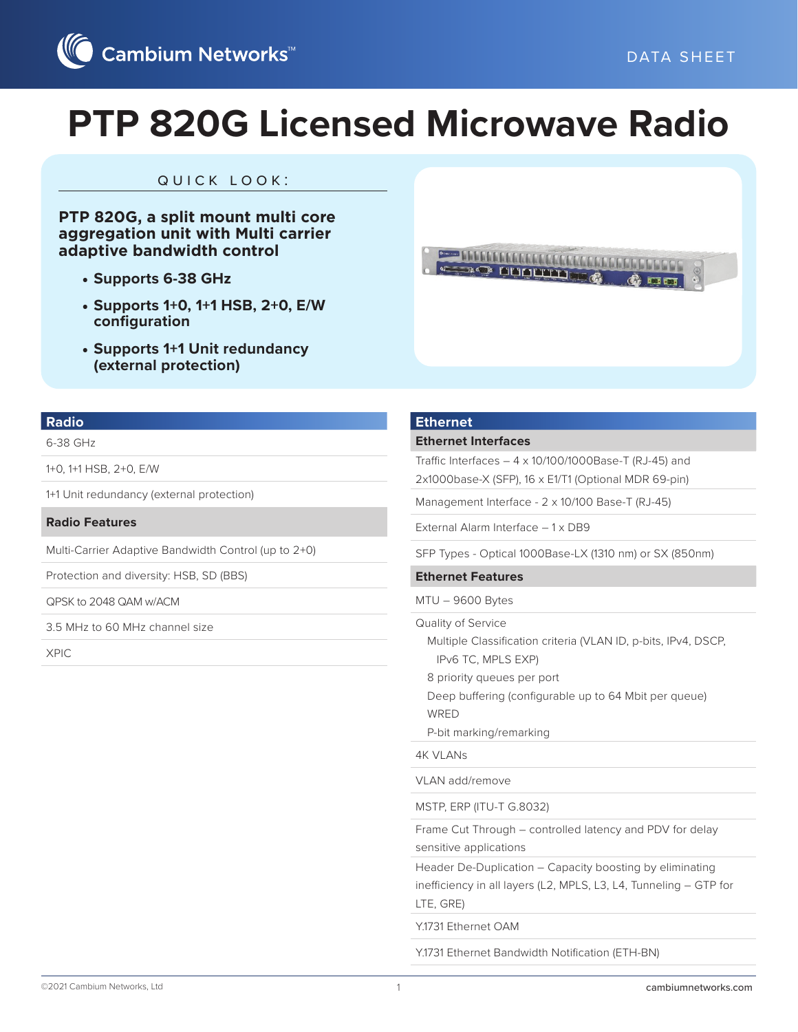# PTP 820G Licensed Microwave Radio

DATA SHEET

## QUICK LOOK:

**PTP 820G, a split mount multi core aggregation unit with Multi carrier adaptive bandwidth control**

- **Supports 6-38 GHz**
- **Supports 1+0, 1+1 HSB, 2+0, E/W configuration**
- **Supports 1+1 Unit redundancy (external protection)**

## Radio

6-38 GHz

1+0, 1+1 HSB, 2+0, E/W

1+1 Unit redundancy (external protection)

### Radio Features

Multi-Carrier Adaptive Bandwidth Control (up to 2+0)

Protection and diversity: HSB, SD (BBS)

QPSK to 2048 QAM w/ACM

3.5 MHz to 60 MHz channel size

XPIC

## Ethernet

### Ethernet Interfaces

Traffic Interfaces – 4 x 10/100/1000Base-T (RJ-45) and 2x1000base-X (SFP), 16 x E1/T1 (Optional MDR 69-pin)

Management Interface - 2 x 10/100 Base-T (RJ-45)

External Alarm Interface – 1 x DB9

SFP Types - Optical 1000Base-LX (1310 nm) or SX (850nm)

### Ethernet Features

MTU – 9600 Bytes

Quality of Service
- Multiple Classification criteria (VLAN ID, p-bits, IPv4, DSCP, IPv6 TC, MPLS EXP)
- 8 priority queues per port
- Deep buffering (configurable up to 64 Mbit per queue)
- WRED
- P-bit marking/remarking

4K VLANs

VLAN add/remove

MSTP, ERP (ITU-T G.8032)

Frame Cut Through – controlled latency and PDV for delay sensitive applications

Header De-Duplication – Capacity boosting by eliminating inefficiency in all layers (L2, MPLS, L3, L4, Tunneling – GTP for LTE, GRE)

Y.1731 Ethernet OAM

Y.1731 Ethernet Bandwidth Notification (ETH-BN)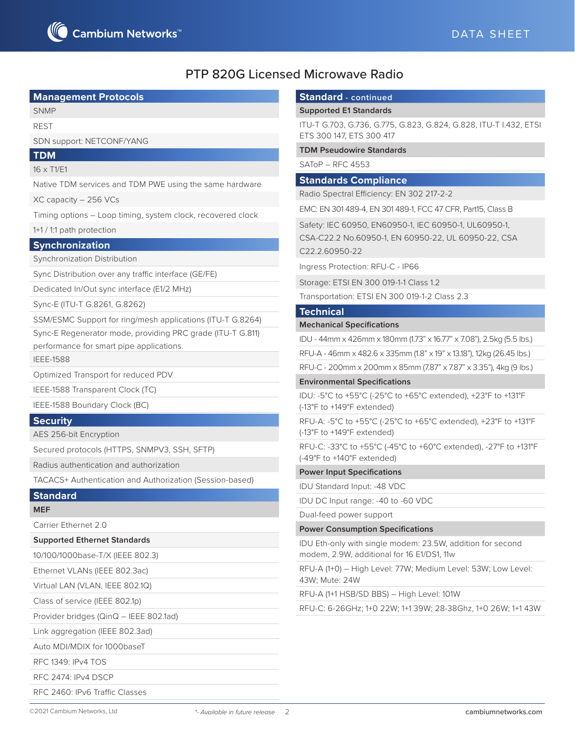# PTP 820G Licensed Microwave Radio

## Management Protocols

SNMP

REST

SDN support: NETCONF/YANG

## TDM

16 x T1/E1

Native TDM services and TDM PWE using the same hardware

XC capacity – 256 VCs

Timing options – Loop timing, system clock, recovered clock

1+1 / 1:1 path protection

## Synchronization

Synchronization Distribution

Sync Distribution over any traffic interface (GE/FE)

Dedicated In/Out sync interface (E1/2 MHz)

Sync-E (ITU-T G.8261, G.8262)

SSM/ESMC Support for ring/mesh applications (ITU-T G.8264)

Sync-E Regenerator mode, providing PRC grade (ITU-T G.811) performance for smart pipe applications.

IEEE-1588

Optimized Transport for reduced PDV

IEEE-1588 Transparent Clock (TC)

IEEE-1588 Boundary Clock (BC)

## Security

AES 256-bit Encryption

Secured protocols (HTTPS, SNMPV3, SSH, SFTP)

Radius authentication and authorization

TACACS+ Authentication and Authorization (Session-based)

## Standard

### MEF

Carrier Ethernet 2.0

### Supported Ethernet Standards

10/100/1000base-T/X (IEEE 802.3)

Ethernet VLANs (IEEE 802.3ac)

Virtual LAN (VLAN, IEEE 802.1Q)

Class of service (IEEE 802.1p)

Provider bridges (QinQ – IEEE 802.1ad)

Link aggregation (IEEE 802.3ad)

Auto MDI/MDIX for 1000baseT

RFC 1349: IPv4 TOS

RFC 2474: IPv4 DSCP

RFC 2460: IPv6 Traffic Classes

## Standard - continued

### Supported E1 Standards

ITU-T G.703, G.736, G.775, G.823, G.824, G.828, ITU-T I.432, ETSI ETS 300 147, ETS 300 417

### TDM Pseudowire Standards

SAToP – RFC 4553

## Standards Compliance

Radio Spectral Efficiency: EN 302 217-2-2

EMC: EN 301 489-4, EN 301 489-1, FCC 47 CFR, Part15, Class B

Safety: IEC 60950, EN60950-1, IEC 60950-1, UL60950-1, CSA-C22.2 No.60950-1, EN 60950-22, UL 60950-22, CSA C22.2.60950-22

Ingress Protection: RFU-C - IP66

Storage: ETSI EN 300 019-1-1 Class 1.2

Transportation: ETSI EN 300 019-1-2 Class 2.3

## Technical

### Mechanical Specifications

IDU - 44mm x 426mm x 180mm (1.73" x 16.77" x 7.08"), 2.5kg (5.5 lbs.)

RFU-A - 46mm x 482.6 x 335mm (1.8" x 19" x 13.18"), 12kg (26.45 lbs.)

RFU-C - 200mm x 200mm x 85mm (7.87" x 7.87" x 3.35"), 4kg (9 lbs.)

### Environmental Specifications

IDU: -5°C to +55°C (-25°C to +65°C extended), +23°F to +131°F (-13°F to +149°F extended)

RFU-A: -5°C to +55°C (-25°C to +65°C extended), +23°F to +131°F (-13°F to +149°F extended)

RFU-C: -33°C to +55°C (-45°C to +60°C extended), -27°F to +131°F (-49°F to +140°F extended)

### Power Input Specifications

IDU Standard Input: -48 VDC

IDU DC Input range: -40 to -60 VDC

Dual-feed power support

### Power Consumption Specifications

IDU Eth-only with single modem: 23.5W, addition for second modem, 2.9W, additional for 16 E1/DS1, 11w

RFU-A (1+0) – High Level: 77W; Medium Level: 53W; Low Level: 43W; Mute: 24W

RFU-A (1+1 HSB/SD BBS) – High Level: 101W

RFU-C: 6-26GHz; 1+0 22W; 1+1 39W; 28-38Ghz, 1+0 26W; 1+1 43W

*- Available in future release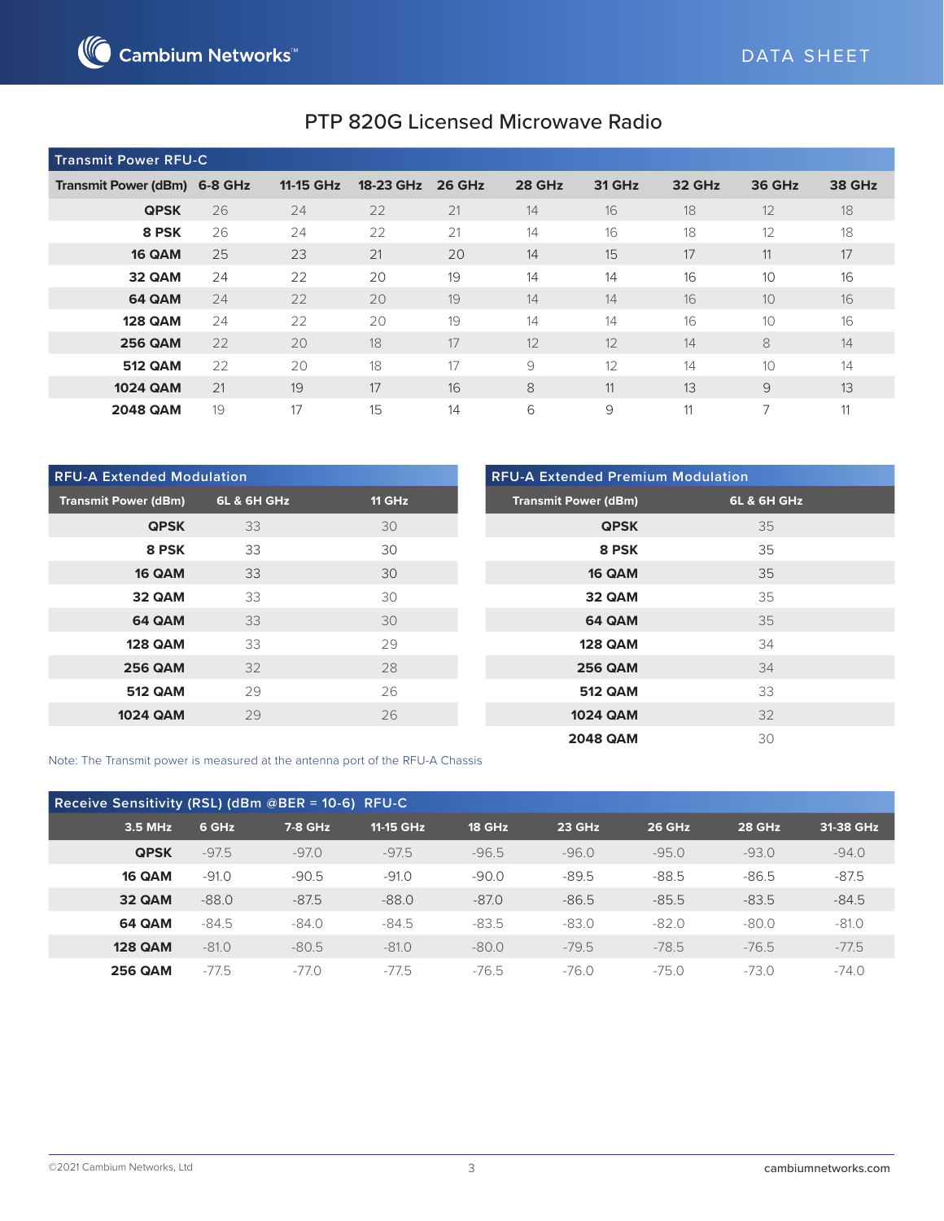# PTP 820G Licensed Microwave Radio

## Transmit Power RFU-C

| Transmit Power (dBm) | 6-8 GHz | 11-15 GHz | 18-23 GHz | 26 GHz | 28 GHz | 31 GHz | 32 GHz | 36 GHz | 38 GHz |
|---|---|---|---|---|---|---|---|---|---|
| **QPSK** | 26 | 24 | 22 | 21 | 14 | 16 | 18 | 12 | 18 |
| **8 PSK** | 26 | 24 | 22 | 21 | 14 | 16 | 18 | 12 | 18 |
| **16 QAM** | 25 | 23 | 21 | 20 | 14 | 15 | 17 | 11 | 17 |
| **32 QAM** | 24 | 22 | 20 | 19 | 14 | 14 | 16 | 10 | 16 |
| **64 QAM** | 24 | 22 | 20 | 19 | 14 | 14 | 16 | 10 | 16 |
| **128 QAM** | 24 | 22 | 20 | 19 | 14 | 14 | 16 | 10 | 16 |
| **256 QAM** | 22 | 20 | 18 | 17 | 12 | 12 | 14 | 8 | 14 |
| **512 QAM** | 22 | 20 | 18 | 17 | 9 | 12 | 14 | 10 | 14 |
| **1024 QAM** | 21 | 19 | 17 | 16 | 8 | 11 | 13 | 9 | 13 |
| **2048 QAM** | 19 | 17 | 15 | 14 | 6 | 9 | 11 | 7 | 11 |

## RFU-A Extended Modulation

| Transmit Power (dBm) | 6L & 6H GHz | 11 GHz |
|---|---|---|
| **QPSK** | 33 | 30 |
| **8 PSK** | 33 | 30 |
| **16 QAM** | 33 | 30 |
| **32 QAM** | 33 | 30 |
| **64 QAM** | 33 | 30 |
| **128 QAM** | 33 | 29 |
| **256 QAM** | 32 | 28 |
| **512 QAM** | 29 | 26 |
| **1024 QAM** | 29 | 26 |

## RFU-A Extended Premium Modulation

| Transmit Power (dBm) | 6L & 6H GHz |
|---|---|
| **QPSK** | 35 |
| **8 PSK** | 35 |
| **16 QAM** | 35 |
| **32 QAM** | 35 |
| **64 QAM** | 35 |
| **128 QAM** | 34 |
| **256 QAM** | 34 |
| **512 QAM** | 33 |
| **1024 QAM** | 32 |
| **2048 QAM** | 30 |

Note: The Transmit power is measured at the antenna port of the RFU-A Chassis

## Receive Sensitivity (RSL) (dBm @BER = 10-6) RFU-C

| 3.5 MHz | 6 GHz | 7-8 GHz | 11-15 GHz | 18 GHz | 23 GHz | 26 GHz | 28 GHz | 31-38 GHz |
|---|---|---|---|---|---|---|---|---|
| **QPSK** | -97.5 | -97.0 | -97.5 | -96.5 | -96.0 | -95.0 | -93.0 | -94.0 |
| **16 QAM** | -91.0 | -90.5 | -91.0 | -90.0 | -89.5 | -88.5 | -86.5 | -87.5 |
| **32 QAM** | -88.0 | -87.5 | -88.0 | -87.0 | -86.5 | -85.5 | -83.5 | -84.5 |
| **64 QAM** | -84.5 | -84.0 | -84.5 | -83.5 | -83.0 | -82.0 | -80.0 | -81.0 |
| **128 QAM** | -81.0 | -80.5 | -81.0 | -80.0 | -79.5 | -78.5 | -76.5 | -77.5 |
| **256 QAM** | -77.5 | -77.0 | -77.5 | -76.5 | -76.0 | -75.0 | -73.0 | -74.0 |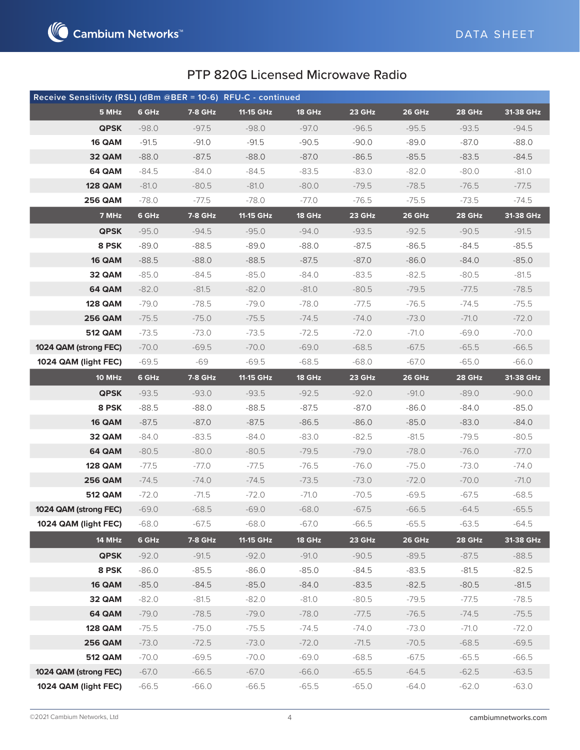# PTP 820G Licensed Microwave Radio

**Receive Sensitivity (RSL) (dBm @BER = 10-6) RFU-C - continued**

| 5 MHz | 6 GHz | 7-8 GHz | 11-15 GHz | 18 GHz | 23 GHz | 26 GHz | 28 GHz | 31-38 GHz |
|---|---|---|---|---|---|---|---|---|
| **QPSK** | -98.0 | -97.5 | -98.0 | -97.0 | -96.5 | -95.5 | -93.5 | -94.5 |
| **16 QAM** | -91.5 | -91.0 | -91.5 | -90.5 | -90.0 | -89.0 | -87.0 | -88.0 |
| **32 QAM** | -88.0 | -87.5 | -88.0 | -87.0 | -86.5 | -85.5 | -83.5 | -84.5 |
| **64 QAM** | -84.5 | -84.0 | -84.5 | -83.5 | -83.0 | -82.0 | -80.0 | -81.0 |
| **128 QAM** | -81.0 | -80.5 | -81.0 | -80.0 | -79.5 | -78.5 | -76.5 | -77.5 |
| **256 QAM** | -78.0 | -77.5 | -78.0 | -77.0 | -76.5 | -75.5 | -73.5 | -74.5 |
| **7 MHz** | **6 GHz** | **7-8 GHz** | **11-15 GHz** | **18 GHz** | **23 GHz** | **26 GHz** | **28 GHz** | **31-38 GHz** |
| **QPSK** | -95.0 | -94.5 | -95.0 | -94.0 | -93.5 | -92.5 | -90.5 | -91.5 |
| **8 PSK** | -89.0 | -88.5 | -89.0 | -88.0 | -87.5 | -86.5 | -84.5 | -85.5 |
| **16 QAM** | -88.5 | -88.0 | -88.5 | -87.5 | -87.0 | -86.0 | -84.0 | -85.0 |
| **32 QAM** | -85.0 | -84.5 | -85.0 | -84.0 | -83.5 | -82.5 | -80.5 | -81.5 |
| **64 QAM** | -82.0 | -81.5 | -82.0 | -81.0 | -80.5 | -79.5 | -77.5 | -78.5 |
| **128 QAM** | -79.0 | -78.5 | -79.0 | -78.0 | -77.5 | -76.5 | -74.5 | -75.5 |
| **256 QAM** | -75.5 | -75.0 | -75.5 | -74.5 | -74.0 | -73.0 | -71.0 | -72.0 |
| **512 QAM** | -73.5 | -73.0 | -73.5 | -72.5 | -72.0 | -71.0 | -69.0 | -70.0 |
| **1024 QAM (strong FEC)** | -70.0 | -69.5 | -70.0 | -69.0 | -68.5 | -67.5 | -65.5 | -66.5 |
| **1024 QAM (light FEC)** | -69.5 | -69 | -69.5 | -68.5 | -68.0 | -67.0 | -65.0 | -66.0 |
| **10 MHz** | **6 GHz** | **7-8 GHz** | **11-15 GHz** | **18 GHz** | **23 GHz** | **26 GHz** | **28 GHz** | **31-38 GHz** |
| **QPSK** | -93.5 | -93.0 | -93.5 | -92.5 | -92.0 | -91.0 | -89.0 | -90.0 |
| **8 PSK** | -88.5 | -88.0 | -88.5 | -87.5 | -87.0 | -86.0 | -84.0 | -85.0 |
| **16 QAM** | -87.5 | -87.0 | -87.5 | -86.5 | -86.0 | -85.0 | -83.0 | -84.0 |
| **32 QAM** | -84.0 | -83.5 | -84.0 | -83.0 | -82.5 | -81.5 | -79.5 | -80.5 |
| **64 QAM** | -80.5 | -80.0 | -80.5 | -79.5 | -79.0 | -78.0 | -76.0 | -77.0 |
| **128 QAM** | -77.5 | -77.0 | -77.5 | -76.5 | -76.0 | -75.0 | -73.0 | -74.0 |
| **256 QAM** | -74.5 | -74.0 | -74.5 | -73.5 | -73.0 | -72.0 | -70.0 | -71.0 |
| **512 QAM** | -72.0 | -71.5 | -72.0 | -71.0 | -70.5 | -69.5 | -67.5 | -68.5 |
| **1024 QAM (strong FEC)** | -69.0 | -68.5 | -69.0 | -68.0 | -67.5 | -66.5 | -64.5 | -65.5 |
| **1024 QAM (light FEC)** | -68.0 | -67.5 | -68.0 | -67.0 | -66.5 | -65.5 | -63.5 | -64.5 |
| **14 MHz** | **6 GHz** | **7-8 GHz** | **11-15 GHz** | **18 GHz** | **23 GHz** | **26 GHz** | **28 GHz** | **31-38 GHz** |
| **QPSK** | -92.0 | -91.5 | -92.0 | -91.0 | -90.5 | -89.5 | -87.5 | -88.5 |
| **8 PSK** | -86.0 | -85.5 | -86.0 | -85.0 | -84.5 | -83.5 | -81.5 | -82.5 |
| **16 QAM** | -85.0 | -84.5 | -85.0 | -84.0 | -83.5 | -82.5 | -80.5 | -81.5 |
| **32 QAM** | -82.0 | -81.5 | -82.0 | -81.0 | -80.5 | -79.5 | -77.5 | -78.5 |
| **64 QAM** | -79.0 | -78.5 | -79.0 | -78.0 | -77.5 | -76.5 | -74.5 | -75.5 |
| **128 QAM** | -75.5 | -75.0 | -75.5 | -74.5 | -74.0 | -73.0 | -71.0 | -72.0 |
| **256 QAM** | -73.0 | -72.5 | -73.0 | -72.0 | -71.5 | -70.5 | -68.5 | -69.5 |
| **512 QAM** | -70.0 | -69.5 | -70.0 | -69.0 | -68.5 | -67.5 | -65.5 | -66.5 |
| **1024 QAM (strong FEC)** | -67.0 | -66.5 | -67.0 | -66.0 | -65.5 | -64.5 | -62.5 | -63.5 |
| **1024 QAM (light FEC)** | -66.5 | -66.0 | -66.5 | -65.5 | -65.0 | -64.0 | -62.0 | -63.0 |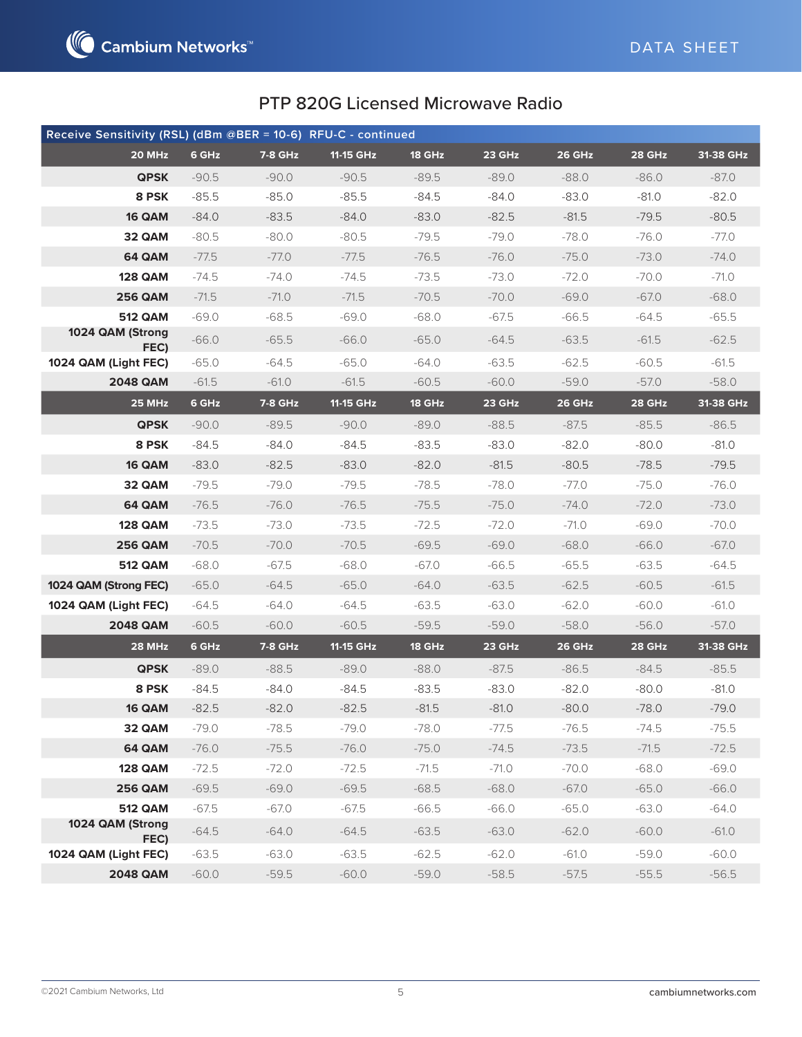## PTP 820G Licensed Microwave Radio

| Receive Sensitivity (RSL) (dBm @BER = 10-6) RFU-C - continued | | | | | | | | |
|---|---|---|---|---|---|---|---|---|
| **20 MHz** | **6 GHz** | **7-8 GHz** | **11-15 GHz** | **18 GHz** | **23 GHz** | **26 GHz** | **28 GHz** | **31-38 GHz** |
| **QPSK** | -90.5 | -90.0 | -90.5 | -89.5 | -89.0 | -88.0 | -86.0 | -87.0 |
| **8 PSK** | -85.5 | -85.0 | -85.5 | -84.5 | -84.0 | -83.0 | -81.0 | -82.0 |
| **16 QAM** | -84.0 | -83.5 | -84.0 | -83.0 | -82.5 | -81.5 | -79.5 | -80.5 |
| **32 QAM** | -80.5 | -80.0 | -80.5 | -79.5 | -79.0 | -78.0 | -76.0 | -77.0 |
| **64 QAM** | -77.5 | -77.0 | -77.5 | -76.5 | -76.0 | -75.0 | -73.0 | -74.0 |
| **128 QAM** | -74.5 | -74.0 | -74.5 | -73.5 | -73.0 | -72.0 | -70.0 | -71.0 |
| **256 QAM** | -71.5 | -71.0 | -71.5 | -70.5 | -70.0 | -69.0 | -67.0 | -68.0 |
| **512 QAM** | -69.0 | -68.5 | -69.0 | -68.0 | -67.5 | -66.5 | -64.5 | -65.5 |
| **1024 QAM (Strong FEC)** | -66.0 | -65.5 | -66.0 | -65.0 | -64.5 | -63.5 | -61.5 | -62.5 |
| **1024 QAM (Light FEC)** | -65.0 | -64.5 | -65.0 | -64.0 | -63.5 | -62.5 | -60.5 | -61.5 |
| **2048 QAM** | -61.5 | -61.0 | -61.5 | -60.5 | -60.0 | -59.0 | -57.0 | -58.0 |
| **25 MHz** | **6 GHz** | **7-8 GHz** | **11-15 GHz** | **18 GHz** | **23 GHz** | **26 GHz** | **28 GHz** | **31-38 GHz** |
| **QPSK** | -90.0 | -89.5 | -90.0 | -89.0 | -88.5 | -87.5 | -85.5 | -86.5 |
| **8 PSK** | -84.5 | -84.0 | -84.5 | -83.5 | -83.0 | -82.0 | -80.0 | -81.0 |
| **16 QAM** | -83.0 | -82.5 | -83.0 | -82.0 | -81.5 | -80.5 | -78.5 | -79.5 |
| **32 QAM** | -79.5 | -79.0 | -79.5 | -78.5 | -78.0 | -77.0 | -75.0 | -76.0 |
| **64 QAM** | -76.5 | -76.0 | -76.5 | -75.5 | -75.0 | -74.0 | -72.0 | -73.0 |
| **128 QAM** | -73.5 | -73.0 | -73.5 | -72.5 | -72.0 | -71.0 | -69.0 | -70.0 |
| **256 QAM** | -70.5 | -70.0 | -70.5 | -69.5 | -69.0 | -68.0 | -66.0 | -67.0 |
| **512 QAM** | -68.0 | -67.5 | -68.0 | -67.0 | -66.5 | -65.5 | -63.5 | -64.5 |
| **1024 QAM (Strong FEC)** | -65.0 | -64.5 | -65.0 | -64.0 | -63.5 | -62.5 | -60.5 | -61.5 |
| **1024 QAM (Light FEC)** | -64.5 | -64.0 | -64.5 | -63.5 | -63.0 | -62.0 | -60.0 | -61.0 |
| **2048 QAM** | -60.5 | -60.0 | -60.5 | -59.5 | -59.0 | -58.0 | -56.0 | -57.0 |
| **28 MHz** | **6 GHz** | **7-8 GHz** | **11-15 GHz** | **18 GHz** | **23 GHz** | **26 GHz** | **28 GHz** | **31-38 GHz** |
| **QPSK** | -89.0 | -88.5 | -89.0 | -88.0 | -87.5 | -86.5 | -84.5 | -85.5 |
| **8 PSK** | -84.5 | -84.0 | -84.5 | -83.5 | -83.0 | -82.0 | -80.0 | -81.0 |
| **16 QAM** | -82.5 | -82.0 | -82.5 | -81.5 | -81.0 | -80.0 | -78.0 | -79.0 |
| **32 QAM** | -79.0 | -78.5 | -79.0 | -78.0 | -77.5 | -76.5 | -74.5 | -75.5 |
| **64 QAM** | -76.0 | -75.5 | -76.0 | -75.0 | -74.5 | -73.5 | -71.5 | -72.5 |
| **128 QAM** | -72.5 | -72.0 | -72.5 | -71.5 | -71.0 | -70.0 | -68.0 | -69.0 |
| **256 QAM** | -69.5 | -69.0 | -69.5 | -68.5 | -68.0 | -67.0 | -65.0 | -66.0 |
| **512 QAM** | -67.5 | -67.0 | -67.5 | -66.5 | -66.0 | -65.0 | -63.0 | -64.0 |
| **1024 QAM (Strong FEC)** | -64.5 | -64.0 | -64.5 | -63.5 | -63.0 | -62.0 | -60.0 | -61.0 |
| **1024 QAM (Light FEC)** | -63.5 | -63.0 | -63.5 | -62.5 | -62.0 | -61.0 | -59.0 | -60.0 |
| **2048 QAM** | -60.0 | -59.5 | -60.0 | -59.0 | -58.5 | -57.5 | -55.5 | -56.5 |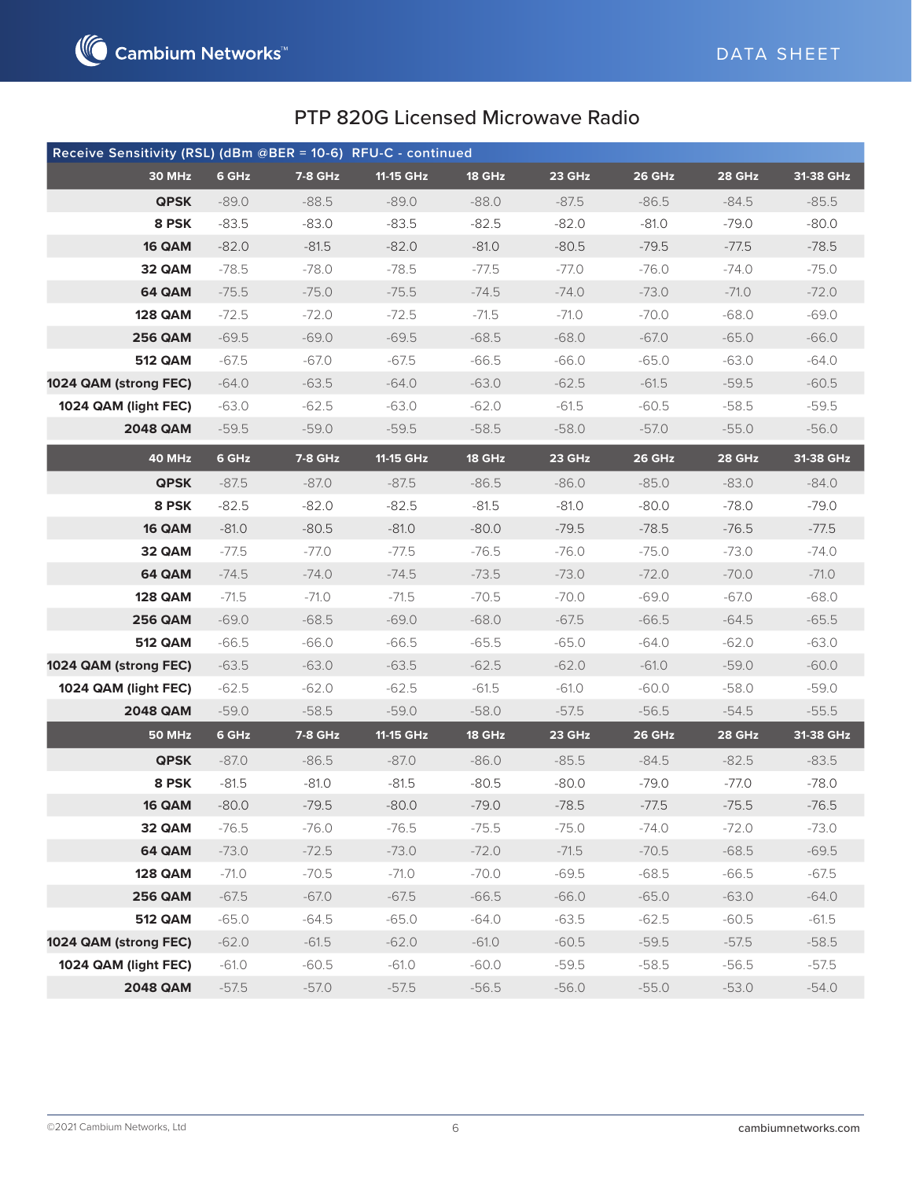# PTP 820G Licensed Microwave Radio

**Receive Sensitivity (RSL) (dBm @BER = 10-6) RFU-C - continued**

| 30 MHz | 6 GHz | 7-8 GHz | 11-15 GHz | 18 GHz | 23 GHz | 26 GHz | 28 GHz | 31-38 GHz |
|---|---|---|---|---|---|---|---|---|
| **QPSK** | -89.0 | -88.5 | -89.0 | -88.0 | -87.5 | -86.5 | -84.5 | -85.5 |
| **8 PSK** | -83.5 | -83.0 | -83.5 | -82.5 | -82.0 | -81.0 | -79.0 | -80.0 |
| **16 QAM** | -82.0 | -81.5 | -82.0 | -81.0 | -80.5 | -79.5 | -77.5 | -78.5 |
| **32 QAM** | -78.5 | -78.0 | -78.5 | -77.5 | -77.0 | -76.0 | -74.0 | -75.0 |
| **64 QAM** | -75.5 | -75.0 | -75.5 | -74.5 | -74.0 | -73.0 | -71.0 | -72.0 |
| **128 QAM** | -72.5 | -72.0 | -72.5 | -71.5 | -71.0 | -70.0 | -68.0 | -69.0 |
| **256 QAM** | -69.5 | -69.0 | -69.5 | -68.5 | -68.0 | -67.0 | -65.0 | -66.0 |
| **512 QAM** | -67.5 | -67.0 | -67.5 | -66.5 | -66.0 | -65.0 | -63.0 | -64.0 |
| **1024 QAM (strong FEC)** | -64.0 | -63.5 | -64.0 | -63.0 | -62.5 | -61.5 | -59.5 | -60.5 |
| **1024 QAM (light FEC)** | -63.0 | -62.5 | -63.0 | -62.0 | -61.5 | -60.5 | -58.5 | -59.5 |
| **2048 QAM** | -59.5 | -59.0 | -59.5 | -58.5 | -58.0 | -57.0 | -55.0 | -56.0 |

| 40 MHz | 6 GHz | 7-8 GHz | 11-15 GHz | 18 GHz | 23 GHz | 26 GHz | 28 GHz | 31-38 GHz |
|---|---|---|---|---|---|---|---|---|
| **QPSK** | -87.5 | -87.0 | -87.5 | -86.5 | -86.0 | -85.0 | -83.0 | -84.0 |
| **8 PSK** | -82.5 | -82.0 | -82.5 | -81.5 | -81.0 | -80.0 | -78.0 | -79.0 |
| **16 QAM** | -81.0 | -80.5 | -81.0 | -80.0 | -79.5 | -78.5 | -76.5 | -77.5 |
| **32 QAM** | -77.5 | -77.0 | -77.5 | -76.5 | -76.0 | -75.0 | -73.0 | -74.0 |
| **64 QAM** | -74.5 | -74.0 | -74.5 | -73.5 | -73.0 | -72.0 | -70.0 | -71.0 |
| **128 QAM** | -71.5 | -71.0 | -71.5 | -70.5 | -70.0 | -69.0 | -67.0 | -68.0 |
| **256 QAM** | -69.0 | -68.5 | -69.0 | -68.0 | -67.5 | -66.5 | -64.5 | -65.5 |
| **512 QAM** | -66.5 | -66.0 | -66.5 | -65.5 | -65.0 | -64.0 | -62.0 | -63.0 |
| **1024 QAM (strong FEC)** | -63.5 | -63.0 | -63.5 | -62.5 | -62.0 | -61.0 | -59.0 | -60.0 |
| **1024 QAM (light FEC)** | -62.5 | -62.0 | -62.5 | -61.5 | -61.0 | -60.0 | -58.0 | -59.0 |
| **2048 QAM** | -59.0 | -58.5 | -59.0 | -58.0 | -57.5 | -56.5 | -54.5 | -55.5 |

| 50 MHz | 6 GHz | 7-8 GHz | 11-15 GHz | 18 GHz | 23 GHz | 26 GHz | 28 GHz | 31-38 GHz |
|---|---|---|---|---|---|---|---|---|
| **QPSK** | -87.0 | -86.5 | -87.0 | -86.0 | -85.5 | -84.5 | -82.5 | -83.5 |
| **8 PSK** | -81.5 | -81.0 | -81.5 | -80.5 | -80.0 | -79.0 | -77.0 | -78.0 |
| **16 QAM** | -80.0 | -79.5 | -80.0 | -79.0 | -78.5 | -77.5 | -75.5 | -76.5 |
| **32 QAM** | -76.5 | -76.0 | -76.5 | -75.5 | -75.0 | -74.0 | -72.0 | -73.0 |
| **64 QAM** | -73.0 | -72.5 | -73.0 | -72.0 | -71.5 | -70.5 | -68.5 | -69.5 |
| **128 QAM** | -71.0 | -70.5 | -71.0 | -70.0 | -69.5 | -68.5 | -66.5 | -67.5 |
| **256 QAM** | -67.5 | -67.0 | -67.5 | -66.5 | -66.0 | -65.0 | -63.0 | -64.0 |
| **512 QAM** | -65.0 | -64.5 | -65.0 | -64.0 | -63.5 | -62.5 | -60.5 | -61.5 |
| **1024 QAM (strong FEC)** | -62.0 | -61.5 | -62.0 | -61.0 | -60.5 | -59.5 | -57.5 | -58.5 |
| **1024 QAM (light FEC)** | -61.0 | -60.5 | -61.0 | -60.0 | -59.5 | -58.5 | -56.5 | -57.5 |
| **2048 QAM** | -57.5 | -57.0 | -57.5 | -56.5 | -56.0 | -55.0 | -53.0 | -54.0 |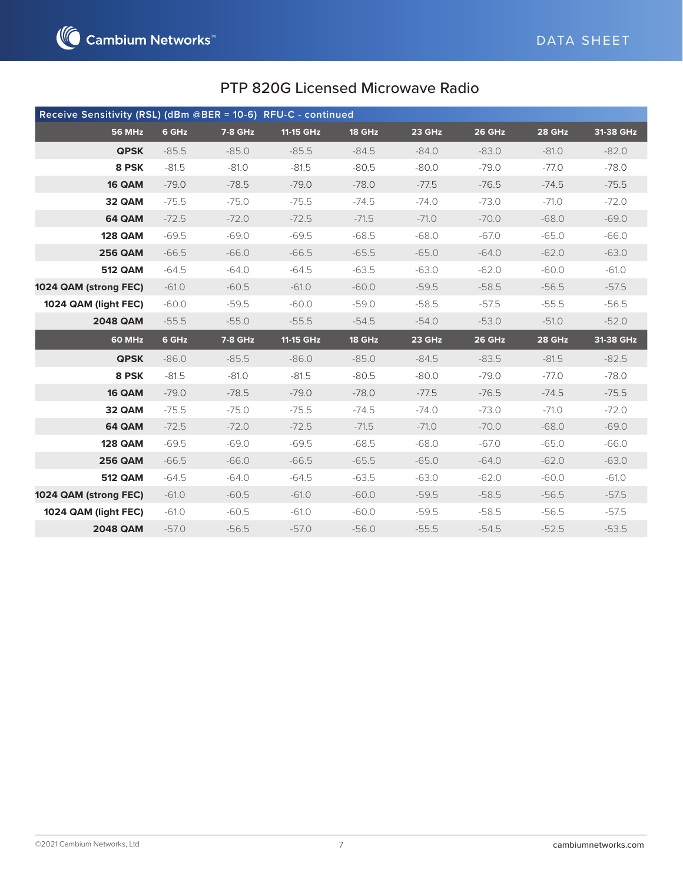# PTP 820G Licensed Microwave Radio

**Receive Sensitivity (RSL) (dBm @BER = 10-6) RFU-C - continued**

| 56 MHz | 6 GHz | 7-8 GHz | 11-15 GHz | 18 GHz | 23 GHz | 26 GHz | 28 GHz | 31-38 GHz |
|---|---|---|---|---|---|---|---|---|
| **QPSK** | -85.5 | -85.0 | -85.5 | -84.5 | -84.0 | -83.0 | -81.0 | -82.0 |
| **8 PSK** | -81.5 | -81.0 | -81.5 | -80.5 | -80.0 | -79.0 | -77.0 | -78.0 |
| **16 QAM** | -79.0 | -78.5 | -79.0 | -78.0 | -77.5 | -76.5 | -74.5 | -75.5 |
| **32 QAM** | -75.5 | -75.0 | -75.5 | -74.5 | -74.0 | -73.0 | -71.0 | -72.0 |
| **64 QAM** | -72.5 | -72.0 | -72.5 | -71.5 | -71.0 | -70.0 | -68.0 | -69.0 |
| **128 QAM** | -69.5 | -69.0 | -69.5 | -68.5 | -68.0 | -67.0 | -65.0 | -66.0 |
| **256 QAM** | -66.5 | -66.0 | -66.5 | -65.5 | -65.0 | -64.0 | -62.0 | -63.0 |
| **512 QAM** | -64.5 | -64.0 | -64.5 | -63.5 | -63.0 | -62.0 | -60.0 | -61.0 |
| **1024 QAM (strong FEC)** | -61.0 | -60.5 | -61.0 | -60.0 | -59.5 | -58.5 | -56.5 | -57.5 |
| **1024 QAM (light FEC)** | -60.0 | -59.5 | -60.0 | -59.0 | -58.5 | -57.5 | -55.5 | -56.5 |
| **2048 QAM** | -55.5 | -55.0 | -55.5 | -54.5 | -54.0 | -53.0 | -51.0 | -52.0 |
| **60 MHz** | **6 GHz** | **7-8 GHz** | **11-15 GHz** | **18 GHz** | **23 GHz** | **26 GHz** | **28 GHz** | **31-38 GHz** |
| **QPSK** | -86.0 | -85.5 | -86.0 | -85.0 | -84.5 | -83.5 | -81.5 | -82.5 |
| **8 PSK** | -81.5 | -81.0 | -81.5 | -80.5 | -80.0 | -79.0 | -77.0 | -78.0 |
| **16 QAM** | -79.0 | -78.5 | -79.0 | -78.0 | -77.5 | -76.5 | -74.5 | -75.5 |
| **32 QAM** | -75.5 | -75.0 | -75.5 | -74.5 | -74.0 | -73.0 | -71.0 | -72.0 |
| **64 QAM** | -72.5 | -72.0 | -72.5 | -71.5 | -71.0 | -70.0 | -68.0 | -69.0 |
| **128 QAM** | -69.5 | -69.0 | -69.5 | -68.5 | -68.0 | -67.0 | -65.0 | -66.0 |
| **256 QAM** | -66.5 | -66.0 | -66.5 | -65.5 | -65.0 | -64.0 | -62.0 | -63.0 |
| **512 QAM** | -64.5 | -64.0 | -64.5 | -63.5 | -63.0 | -62.0 | -60.0 | -61.0 |
| **1024 QAM (strong FEC)** | -61.0 | -60.5 | -61.0 | -60.0 | -59.5 | -58.5 | -56.5 | -57.5 |
| **1024 QAM (light FEC)** | -61.0 | -60.5 | -61.0 | -60.0 | -59.5 | -58.5 | -56.5 | -57.5 |
| **2048 QAM** | -57.0 | -56.5 | -57.0 | -56.0 | -55.5 | -54.5 | -52.5 | -53.5 |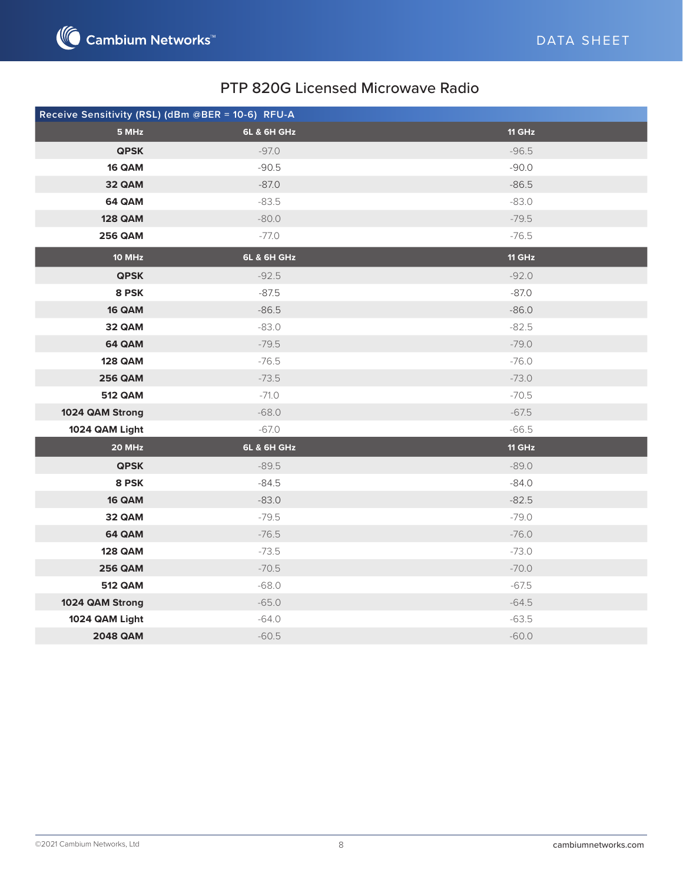## PTP 820G Licensed Microwave Radio

| Receive Sensitivity (RSL) (dBm @BER = 10-6) RFU-A | | |
|---|---|---|
| **5 MHz** | **6L & 6H GHz** | **11 GHz** |
| **QPSK** | -97.0 | -96.5 |
| **16 QAM** | -90.5 | -90.0 |
| **32 QAM** | -87.0 | -86.5 |
| **64 QAM** | -83.5 | -83.0 |
| **128 QAM** | -80.0 | -79.5 |
| **256 QAM** | -77.0 | -76.5 |
| **10 MHz** | **6L & 6H GHz** | **11 GHz** |
| **QPSK** | -92.5 | -92.0 |
| **8 PSK** | -87.5 | -87.0 |
| **16 QAM** | -86.5 | -86.0 |
| **32 QAM** | -83.0 | -82.5 |
| **64 QAM** | -79.5 | -79.0 |
| **128 QAM** | -76.5 | -76.0 |
| **256 QAM** | -73.5 | -73.0 |
| **512 QAM** | -71.0 | -70.5 |
| **1024 QAM Strong** | -68.0 | -67.5 |
| **1024 QAM Light** | -67.0 | -66.5 |
| **20 MHz** | **6L & 6H GHz** | **11 GHz** |
| **QPSK** | -89.5 | -89.0 |
| **8 PSK** | -84.5 | -84.0 |
| **16 QAM** | -83.0 | -82.5 |
| **32 QAM** | -79.5 | -79.0 |
| **64 QAM** | -76.5 | -76.0 |
| **128 QAM** | -73.5 | -73.0 |
| **256 QAM** | -70.5 | -70.0 |
| **512 QAM** | -68.0 | -67.5 |
| **1024 QAM Strong** | -65.0 | -64.5 |
| **1024 QAM Light** | -64.0 | -63.5 |
| **2048 QAM** | -60.5 | -60.0 |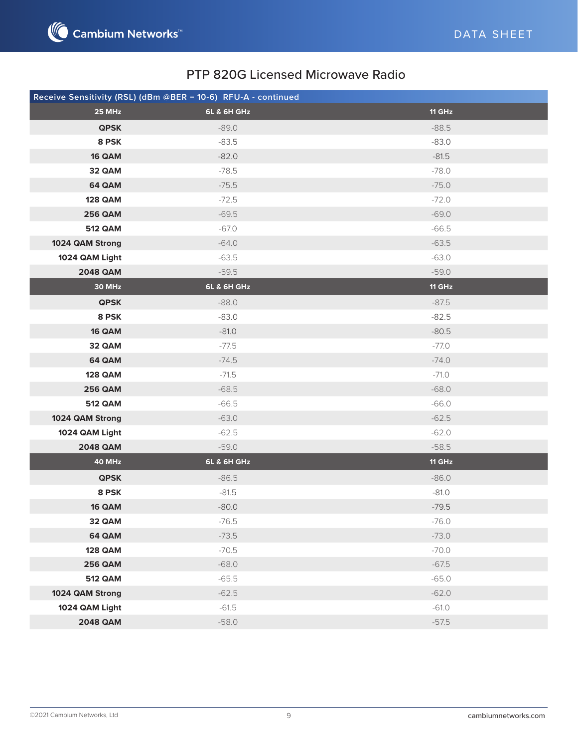## PTP 820G Licensed Microwave Radio

| Receive Sensitivity (RSL) (dBm @BER = 10-6) RFU-A - continued | | |
|---|---|---|
| **25 MHz** | **6L & 6H GHz** | **11 GHz** |
| **QPSK** | -89.0 | -88.5 |
| **8 PSK** | -83.5 | -83.0 |
| **16 QAM** | -82.0 | -81.5 |
| **32 QAM** | -78.5 | -78.0 |
| **64 QAM** | -75.5 | -75.0 |
| **128 QAM** | -72.5 | -72.0 |
| **256 QAM** | -69.5 | -69.0 |
| **512 QAM** | -67.0 | -66.5 |
| **1024 QAM Strong** | -64.0 | -63.5 |
| **1024 QAM Light** | -63.5 | -63.0 |
| **2048 QAM** | -59.5 | -59.0 |
| **30 MHz** | **6L & 6H GHz** | **11 GHz** |
| **QPSK** | -88.0 | -87.5 |
| **8 PSK** | -83.0 | -82.5 |
| **16 QAM** | -81.0 | -80.5 |
| **32 QAM** | -77.5 | -77.0 |
| **64 QAM** | -74.5 | -74.0 |
| **128 QAM** | -71.5 | -71.0 |
| **256 QAM** | -68.5 | -68.0 |
| **512 QAM** | -66.5 | -66.0 |
| **1024 QAM Strong** | -63.0 | -62.5 |
| **1024 QAM Light** | -62.5 | -62.0 |
| **2048 QAM** | -59.0 | -58.5 |
| **40 MHz** | **6L & 6H GHz** | **11 GHz** |
| **QPSK** | -86.5 | -86.0 |
| **8 PSK** | -81.5 | -81.0 |
| **16 QAM** | -80.0 | -79.5 |
| **32 QAM** | -76.5 | -76.0 |
| **64 QAM** | -73.5 | -73.0 |
| **128 QAM** | -70.5 | -70.0 |
| **256 QAM** | -68.0 | -67.5 |
| **512 QAM** | -65.5 | -65.0 |
| **1024 QAM Strong** | -62.5 | -62.0 |
| **1024 QAM Light** | -61.5 | -61.0 |
| **2048 QAM** | -58.0 | -57.5 |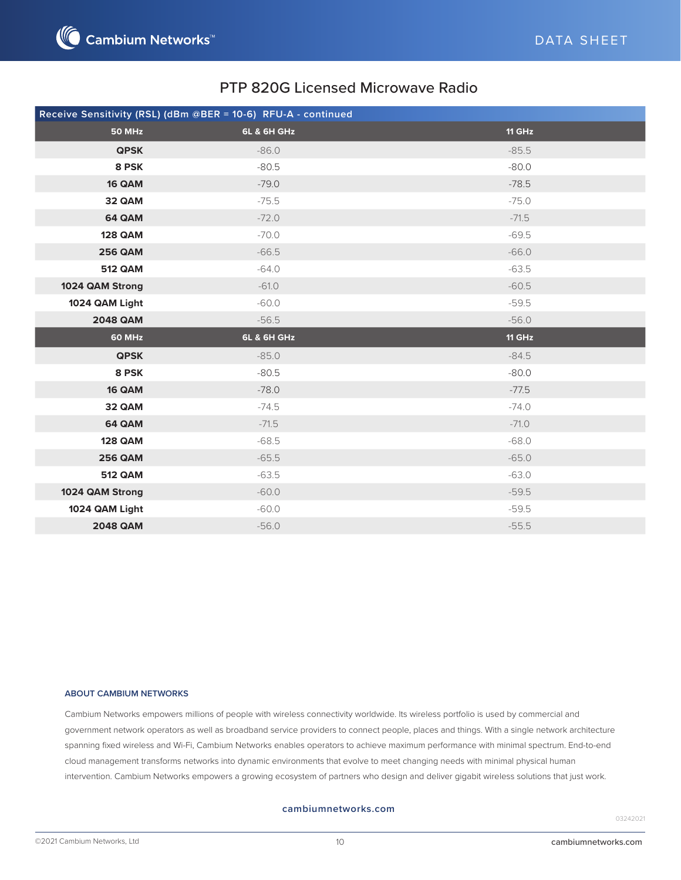## PTP 820G Licensed Microwave Radio

| Receive Sensitivity (RSL) (dBm @BER = 10-6) RFU-A - continued | | |
|---|---|---|
| **50 MHz** | **6L & 6H GHz** | **11 GHz** |
| **QPSK** | -86.0 | -85.5 |
| **8 PSK** | -80.5 | -80.0 |
| **16 QAM** | -79.0 | -78.5 |
| **32 QAM** | -75.5 | -75.0 |
| **64 QAM** | -72.0 | -71.5 |
| **128 QAM** | -70.0 | -69.5 |
| **256 QAM** | -66.5 | -66.0 |
| **512 QAM** | -64.0 | -63.5 |
| **1024 QAM Strong** | -61.0 | -60.5 |
| **1024 QAM Light** | -60.0 | -59.5 |
| **2048 QAM** | -56.5 | -56.0 |
| **60 MHz** | **6L & 6H GHz** | **11 GHz** |
| **QPSK** | -85.0 | -84.5 |
| **8 PSK** | -80.5 | -80.0 |
| **16 QAM** | -78.0 | -77.5 |
| **32 QAM** | -74.5 | -74.0 |
| **64 QAM** | -71.5 | -71.0 |
| **128 QAM** | -68.5 | -68.0 |
| **256 QAM** | -65.5 | -65.0 |
| **512 QAM** | -63.5 | -63.0 |
| **1024 QAM Strong** | -60.0 | -59.5 |
| **1024 QAM Light** | -60.0 | -59.5 |
| **2048 QAM** | -56.0 | -55.5 |

### ABOUT CAMBIUM NETWORKS

Cambium Networks empowers millions of people with wireless connectivity worldwide. Its wireless portfolio is used by commercial and government network operators as well as broadband service providers to connect people, places and things. With a single network architecture spanning fixed wireless and Wi-Fi, Cambium Networks enables operators to achieve maximum performance with minimal spectrum. End-to-end cloud management transforms networks into dynamic environments that evolve to meet changing needs with minimal physical human intervention. Cambium Networks empowers a growing ecosystem of partners who design and deliver gigabit wireless solutions that just work.

**cambiumnetworks.com**

03242021

©2021 Cambium Networks, Ltd